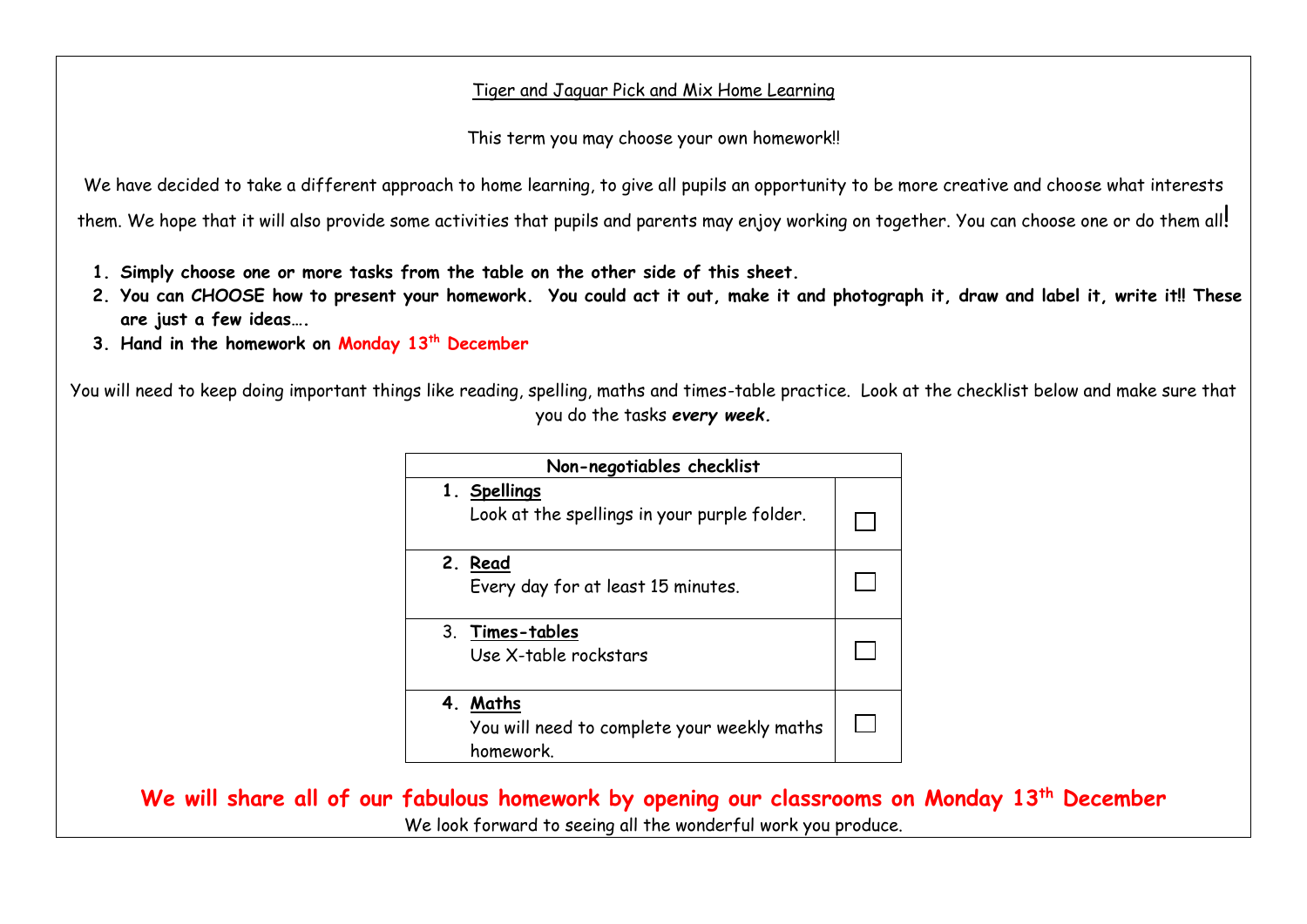Tiger and Jaguar Pick and Mix Home Learning

This term you may choose your own homework!!

We have decided to take a different approach to home learning, to give all pupils an opportunity to be more creative and choose what interests them. We hope that it will also provide some activities that pupils and parents may enjoy working on together. You can choose one or do them all!

1. **Simply choose one or more tasks from the table on the other side of this sheet.**
2. **You can CHOOSE how to present your homework. You could act it out, make it and photograph it, draw and label it, write it!! These are just a few ideas….**
3. **Hand in the homework on Monday 13th December**

You will need to keep doing important things like reading, spelling, maths and times-table practice. Look at the checklist below and make sure that you do the tasks ***every week*.**

| **Non-negotiables checklist** | |
|---|---|
| 1. **Spellings** Look at the spellings in your purple folder. | ☐ |
| 2. **Read** Every day for at least 15 minutes. | ☐ |
| 3. **Times-tables** Use X-table rockstars | ☐ |
| 4. **Maths** You will need to complete your weekly maths homework. | ☐ |

**We will share all of our fabulous homework by opening our classrooms on Monday 13th December**

We look forward to seeing all the wonderful work you produce.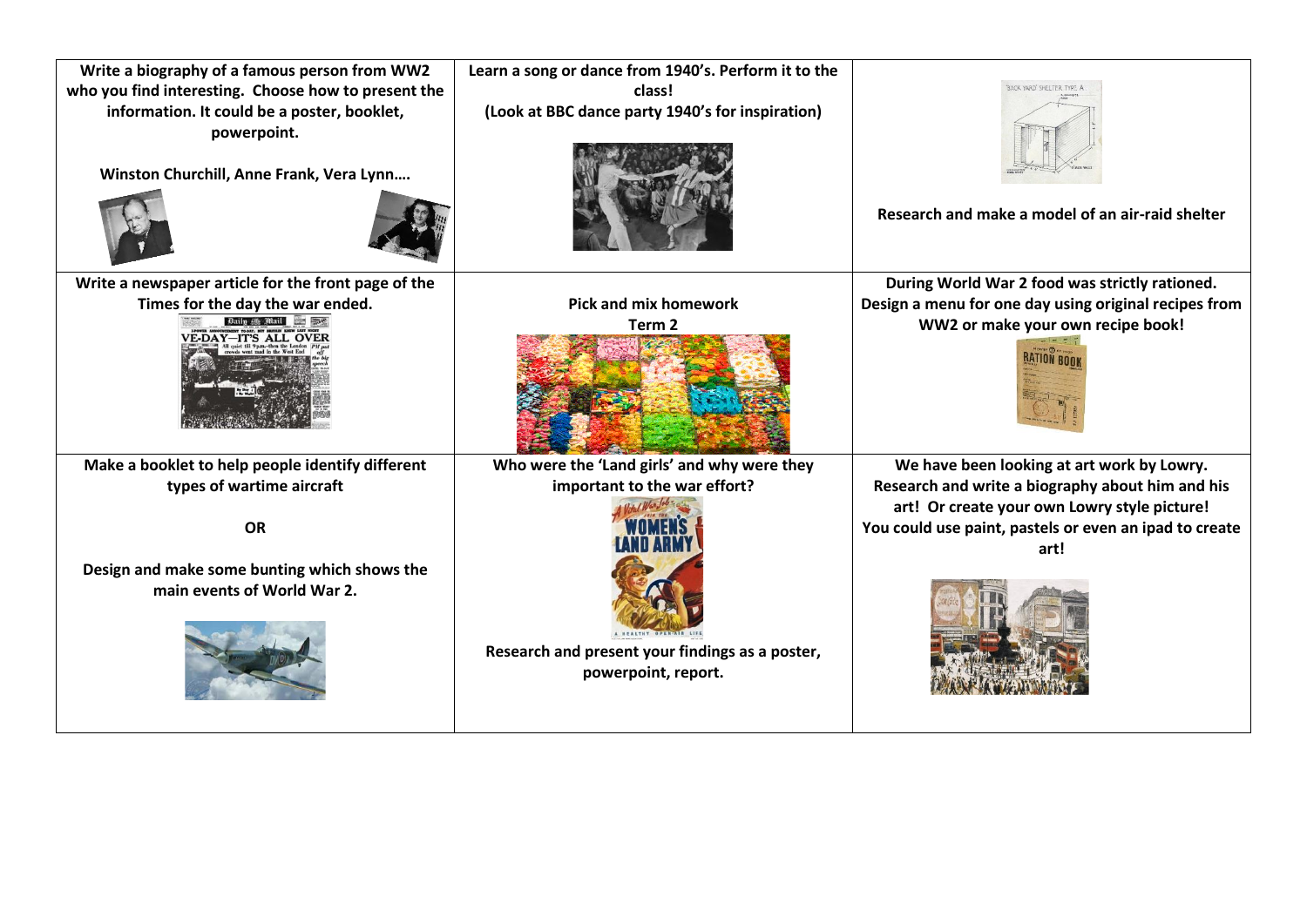| | | |
|---|---|---|
| **Write a biography of a famous person from WW2 who you find interesting. Choose how to present the information. It could be a poster, booklet, powerpoint.**<br><br>**Winston Churchill, Anne Frank, Vera Lynn….** | **Learn a song or dance from 1940's. Perform it to the class!**<br>**(Look at BBC dance party 1940's for inspiration)** | **Research and make a model of an air-raid shelter** |
| **Write a newspaper article for the front page of the Times for the day the war ended.** | **Pick and mix homework**<br>**Term 2** | **During World War 2 food was strictly rationed. Design a menu for one day using original recipes from WW2 or make your own recipe book!** |
| **Make a booklet to help people identify different types of wartime aircraft**<br><br>**OR**<br><br>**Design and make some bunting which shows the main events of World War 2.** | **Who were the 'Land girls' and why were they important to the war effort?**<br><br>**Research and present your findings as a poster, powerpoint, report.** | **We have been looking at art work by Lowry. Research and write a biography about him and his art! Or create your own Lowry style picture! You could use paint, pastels or even an ipad to create art!** |